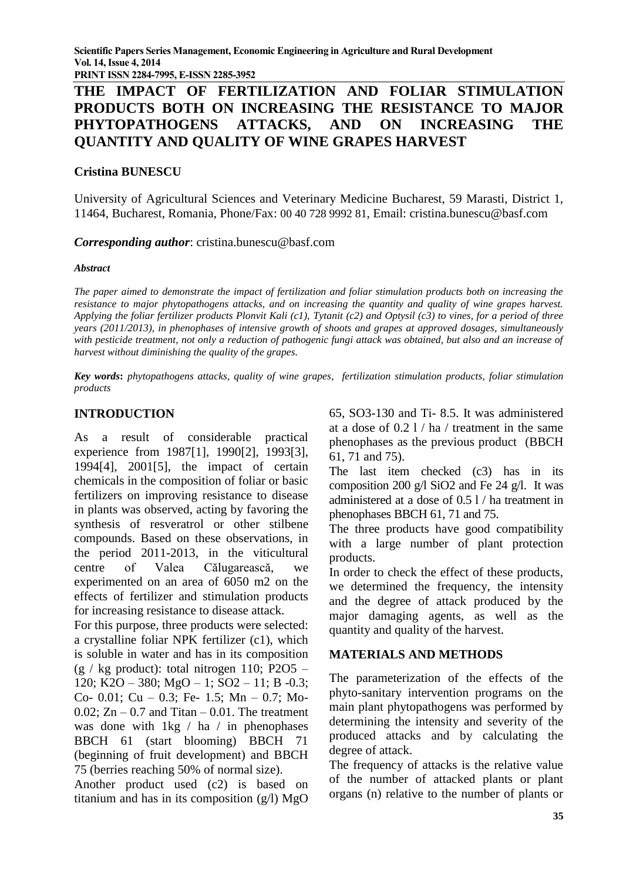# THE IMPACT OF FERTILIZATION AND FOLIAR STIMULATION PRODUCTS BOTH ON INCREASING THE RESISTANCE TO MAJOR PHYTOPATHOGENS ATTACKS, AND ON INCREASING THE QUANTITY AND QUALITY OF WINE GRAPES HARVEST

**Cristina BUNESCU**

University of Agricultural Sciences and Veterinary Medicine Bucharest, 59 Marasti, District 1, 11464, Bucharest, Romania, Phone/Fax: 00 40 728 9992 81, Email: cristina.bunescu@basf.com

***Corresponding author***: cristina.bunescu@basf.com

***Abstract***

*The paper aimed to demonstrate the impact of fertilization and foliar stimulation products both on increasing the resistance to major phytopathogens attacks, and on increasing the quantity and quality of wine grapes harvest. Applying the foliar fertilizer products Plonvit Kali (c1), Tytanit (c2) and Optysil (c3) to vines, for a period of three years (2011/2013), in phenophases of intensive growth of shoots and grapes at approved dosages, simultaneously with pesticide treatment, not only a reduction of pathogenic fungi attack was obtained, but also and an increase of harvest without diminishing the quality of the grapes.*

***Key words***: *phytopathogens attacks, quality of wine grapes, fertilization stimulation products, foliar stimulation products*

## INTRODUCTION

As a result of considerable practical experience from 1987[1], 1990[2], 1993[3], 1994[4], 2001[5], the impact of certain chemicals in the composition of foliar or basic fertilizers on improving resistance to disease in plants was observed, acting by favoring the synthesis of resveratrol or other stilbene compounds. Based on these observations, in the period 2011-2013, in the viticultural centre of Valea Călugărească, we experimented on an area of 6050 m2 on the effects of fertilizer and stimulation products for increasing resistance to disease attack.

For this purpose, three products were selected: a crystalline foliar NPK fertilizer (c1), which is soluble in water and has in its composition (g / kg product): total nitrogen 110; $P_2O_5$ – 120; $K_2O$ – 380; MgO – 1; $SO_2$ – 11; B -0.3; Co- 0.01; Cu – 0.3; Fe- 1.5; Mn – 0.7; Mo-0.02; Zn – 0.7 and Titan – 0.01. The treatment was done with 1kg / ha / in phenophases BBCH 61 (start blooming) BBCH 71 (beginning of fruit development) and BBCH 75 (berries reaching 50% of normal size).

Another product used (c2) is based on titanium and has in its composition (g/l) MgO 65, $SO_3$-130 and Ti- 8.5. It was administered at a dose of 0.2 l / ha / treatment in the same phenophases as the previous product (BBCH 61, 71 and 75).

The last item checked (c3) has in its composition 200 g/l $SiO_2$ and Fe 24 g/l. It was administered at a dose of 0.5 l / ha treatment in phenophases BBCH 61, 71 and 75.

The three products have good compatibility with a large number of plant protection products.

In order to check the effect of these products, we determined the frequency, the intensity and the degree of attack produced by the major damaging agents, as well as the quantity and quality of the harvest.

## MATERIALS AND METHODS

The parameterization of the effects of the phyto-sanitary intervention programs on the main plant phytopathogens was performed by determining the intensity and severity of the produced attacks and by calculating the degree of attack.

The frequency of attacks is the relative value of the number of attacked plants or plant organs (n) relative to the number of plants or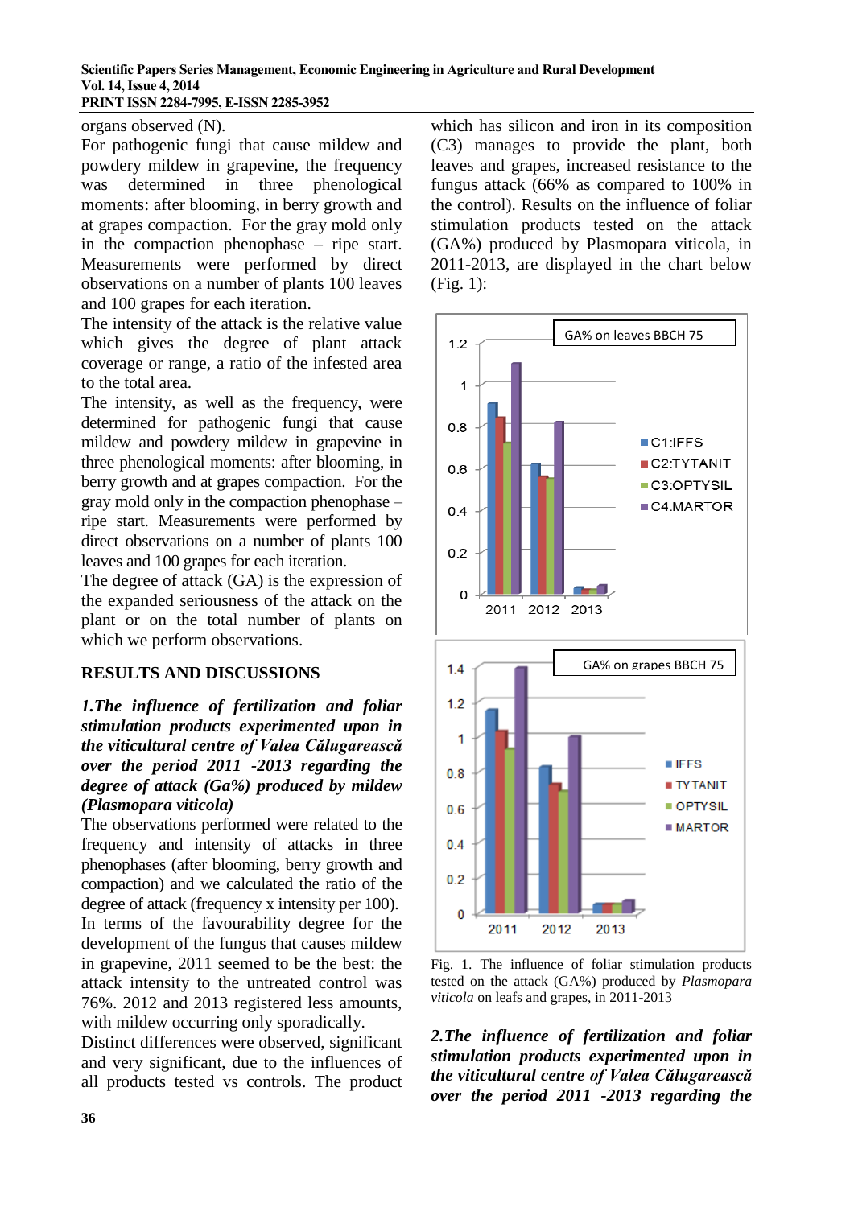organs observed (N).

For pathogenic fungi that cause mildew and powdery mildew in grapevine, the frequency was determined in three phenological moments: after blooming, in berry growth and at grapes compaction. For the gray mold only in the compaction phenophase – ripe start. Measurements were performed by direct observations on a number of plants 100 leaves and 100 grapes for each iteration.

The intensity of the attack is the relative value which gives the degree of plant attack coverage or range, a ratio of the infested area to the total area.

The intensity, as well as the frequency, were determined for pathogenic fungi that cause mildew and powdery mildew in grapevine in three phenological moments: after blooming, in berry growth and at grapes compaction. For the gray mold only in the compaction phenophase – ripe start. Measurements were performed by direct observations on a number of plants 100 leaves and 100 grapes for each iteration.

The degree of attack (GA) is the expression of the expanded seriousness of the attack on the plant or on the total number of plants on which we perform observations.

## RESULTS AND DISCUSSIONS

***1.The influence of fertilization and foliar stimulation products experimented upon in the viticultural centre of Valea Călugarească over the period 2011 -2013 regarding the degree of attack (Ga%) produced by mildew (Plasmopara viticola)***

The observations performed were related to the frequency and intensity of attacks in three phenophases (after blooming, berry growth and compaction) and we calculated the ratio of the degree of attack (frequency x intensity per 100).

In terms of the favourability degree for the development of the fungus that causes mildew in grapevine, 2011 seemed to be the best: the attack intensity to the untreated control was 76%. 2012 and 2013 registered less amounts, with mildew occurring only sporadically.

Distinct differences were observed, significant and very significant, due to the influences of all products tested vs controls. The product which has silicon and iron in its composition (C3) manages to provide the plant, both leaves and grapes, increased resistance to the fungus attack (66% as compared to 100% in the control). Results on the influence of foliar stimulation products tested on the attack (GA%) produced by Plasmopara viticola, in 2011-2013, are displayed in the chart below (Fig. 1):

Fig. 1. The influence of foliar stimulation products tested on the attack (GA%) produced by *Plasmopara viticola* on leafs and grapes, in 2011-2013

***2.The influence of fertilization and foliar stimulation products experimented upon in the viticultural centre of Valea Călugarească over the period 2011 -2013 regarding the***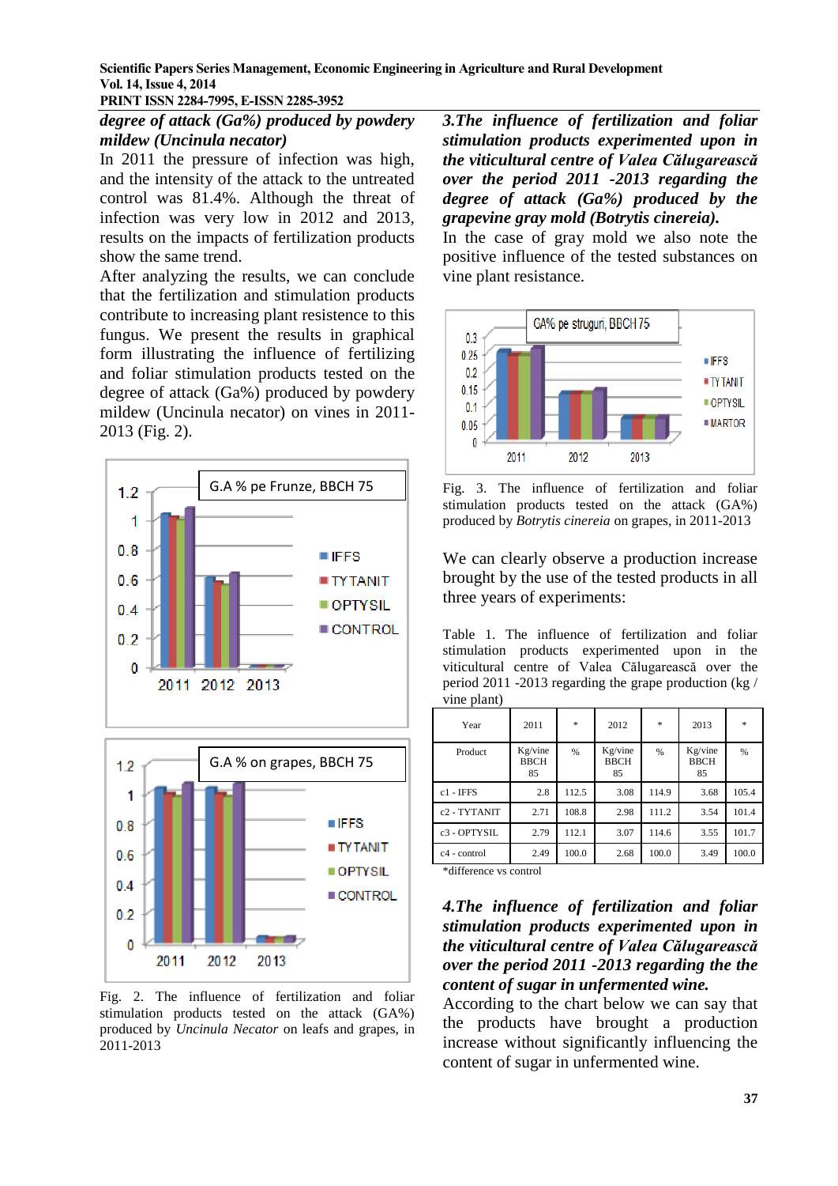*degree of attack (Ga%) produced by powdery mildew (Uncinula necator)*

In 2011 the pressure of infection was high, and the intensity of the attack to the untreated control was 81.4%. Although the threat of infection was very low in 2012 and 2013, results on the impacts of fertilization products show the same trend.

After analyzing the results, we can conclude that the fertilization and stimulation products contribute to increasing plant resistence to this fungus. We present the results in graphical form illustrating the influence of fertilizing and foliar stimulation products tested on the degree of attack (Ga%) produced by powdery mildew (Uncinula necator) on vines in 2011-2013 (Fig. 2).

Fig. 2. The influence of fertilization and foliar stimulation products tested on the attack (GA%) produced by *Uncinula Necator* on leafs and grapes, in 2011-2013

***3.The influence of fertilization and foliar stimulation products experimented upon in the viticultural centre of Valea Călugarească over the period 2011 -2013 regarding the degree of attack (Ga%) produced by the grapevine gray mold (Botrytis cinereia).***

In the case of gray mold we also note the positive influence of the tested substances on vine plant resistance.

Fig. 3. The influence of fertilization and foliar stimulation products tested on the attack (GA%) produced by *Botrytis cinereia* on grapes, in 2011-2013

We can clearly observe a production increase brought by the use of the tested products in all three years of experiments:

Table 1. The influence of fertilization and foliar stimulation products experimented upon in the viticultural centre of Valea Călugarească over the period 2011 -2013 regarding the grape production (kg / vine plant)

| Year | 2011 | * | 2012 | * | 2013 | * |
|---|---|---|---|---|---|---|
| Product | Kg/vine BBCH 85 | % | Kg/vine BBCH 85 | % | Kg/vine BBCH 85 | % |
| c1 - IFFS | 2.8 | 112.5 | 3.08 | 114.9 | 3.68 | 105.4 |
| c2 - TYTANIT | 2.71 | 108.8 | 2.98 | 111.2 | 3.54 | 101.4 |
| c3 - OPTYSIL | 2.79 | 112.1 | 3.07 | 114.6 | 3.55 | 101.7 |
| c4 - control | 2.49 | 100.0 | 2.68 | 100.0 | 3.49 | 100.0 |

*difference vs control

***4.The influence of fertilization and foliar stimulation products experimented upon in the viticultural centre of Valea Călugarească over the period 2011 -2013 regarding the the content of sugar in unfermented wine.***

According to the chart below we can say that the products have brought a production increase without significantly influencing the content of sugar in unfermented wine.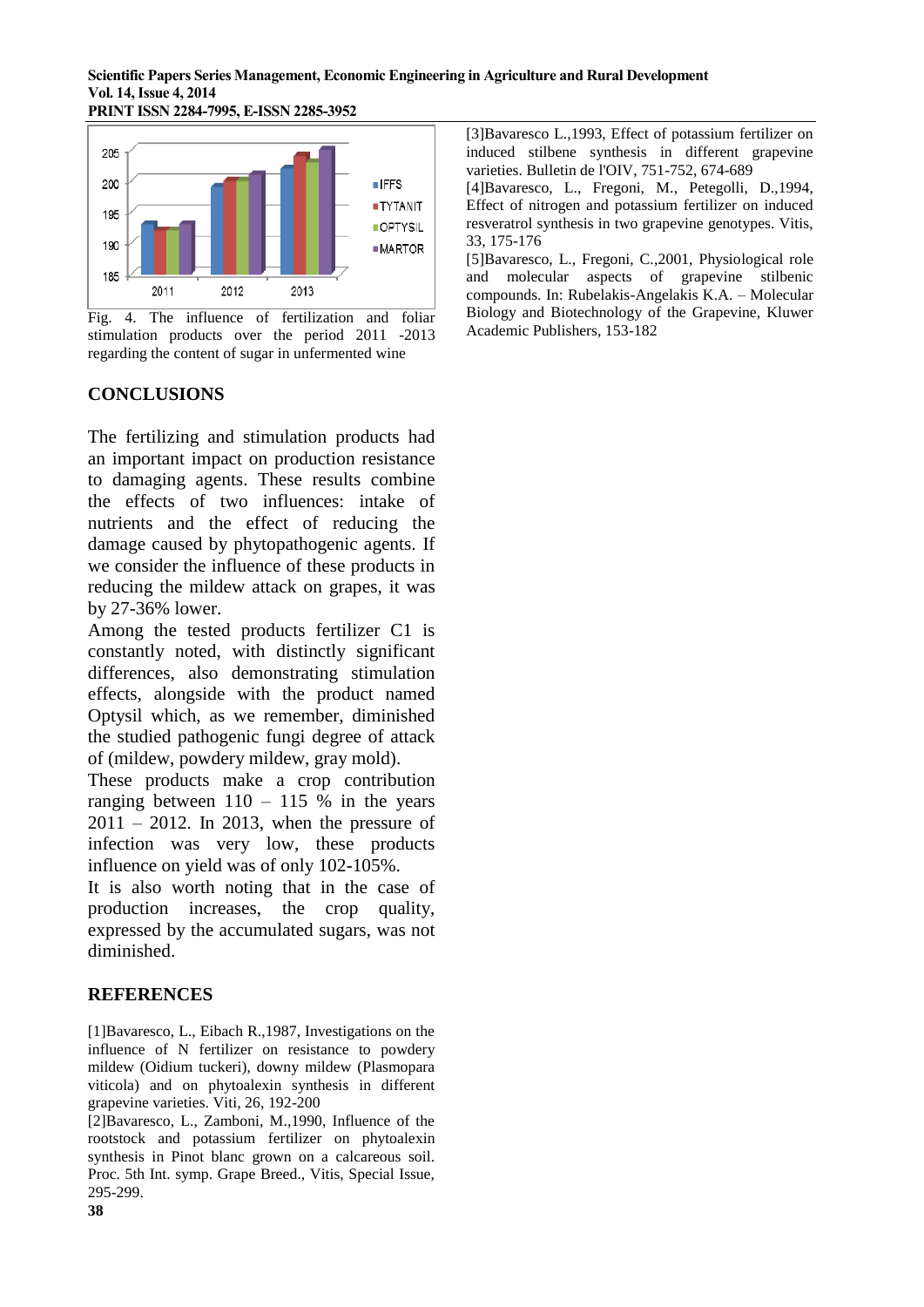205
200
195
190
185
2011
2012
2013
IFFS
TYTANIT
OPTYSIL
MARTOR

Fig. 4. The influence of fertilization and foliar stimulation products over the period 2011 -2013 regarding the content of sugar in unfermented wine

## CONCLUSIONS

The fertilizing and stimulation products had an important impact on production resistance to damaging agents. These results combine the effects of two influences: intake of nutrients and the effect of reducing the damage caused by phytopathogenic agents. If we consider the influence of these products in reducing the mildew attack on grapes, it was by 27-36% lower.

Among the tested products fertilizer C1 is constantly noted, with distinctly significant differences, also demonstrating stimulation effects, alongside with the product named Optysil which, as we remember, diminished the studied pathogenic fungi degree of attack of (mildew, powdery mildew, gray mold).

These products make a crop contribution ranging between 110 – 115 % in the years 2011 – 2012. In 2013, when the pressure of infection was very low, these products influence on yield was of only 102-105%.

It is also worth noting that in the case of production increases, the crop quality, expressed by the accumulated sugars, was not diminished.

## REFERENCES

[1]Bavaresco, L., Eibach R.,1987, Investigations on the influence of N fertilizer on resistance to powdery mildew (Oidium tuckeri), downy mildew (Plasmopara viticola) and on phytoalexin synthesis in different grapevine varieties. Viti, 26, 192-200

[2]Bavaresco, L., Zamboni, M.,1990, Influence of the rootstock and potassium fertilizer on phytoalexin synthesis in Pinot blanc grown on a calcareous soil. Proc. 5th Int. symp. Grape Breed., Vitis, Special Issue, 295-299.

[3]Bavaresco L.,1993, Effect of potassium fertilizer on induced stilbene synthesis in different grapevine varieties. Bulletin de l'OIV, 751-752, 674-689

[4]Bavaresco, L., Fregoni, M., Petegolli, D.,1994, Effect of nitrogen and potassium fertilizer on induced resveratrol synthesis in two grapevine genotypes. Vitis, 33, 175-176

[5]Bavaresco, L., Fregoni, C.,2001, Physiological role and molecular aspects of grapevine stilbenic compounds. In: Rubelakis-Angelakis K.A. – Molecular Biology and Biotechnology of the Grapevine, Kluwer Academic Publishers, 153-182